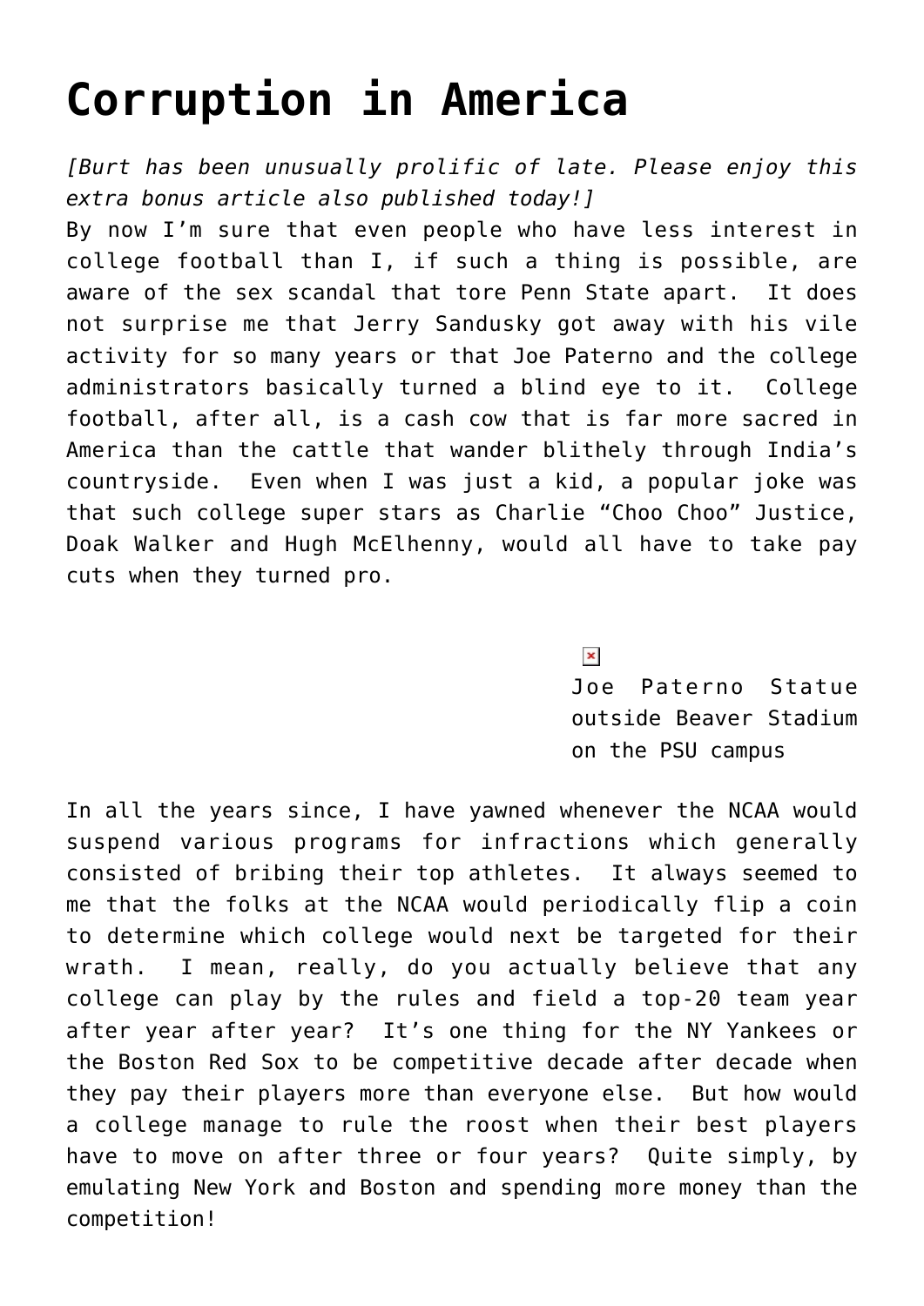# Corruption in America

*[Burt has been unusually prolific of late. Please enjoy this extra bonus article also published today!]*

By now I'm sure that even people who have less interest in college football than I, if such a thing is possible, are aware of the sex scandal that tore Penn State apart. It does not surprise me that Jerry Sandusky got away with his vile activity for so many years or that Joe Paterno and the college administrators basically turned a blind eye to it. College football, after all, is a cash cow that is far more sacred in America than the cattle that wander blithely through India's countryside. Even when I was just a kid, a popular joke was that such college super stars as Charlie "Choo Choo" Justice, Doak Walker and Hugh McElhenny, would all have to take pay cuts when they turned pro.

Joe Paterno Statue outside Beaver Stadium on the PSU campus

In all the years since, I have yawned whenever the NCAA would suspend various programs for infractions which generally consisted of bribing their top athletes. It always seemed to me that the folks at the NCAA would periodically flip a coin to determine which college would next be targeted for their wrath. I mean, really, do you actually believe that any college can play by the rules and field a top-20 team year after year after year? It's one thing for the NY Yankees or the Boston Red Sox to be competitive decade after decade when they pay their players more than everyone else. But how would a college manage to rule the roost when their best players have to move on after three or four years? Quite simply, by emulating New York and Boston and spending more money than the competition!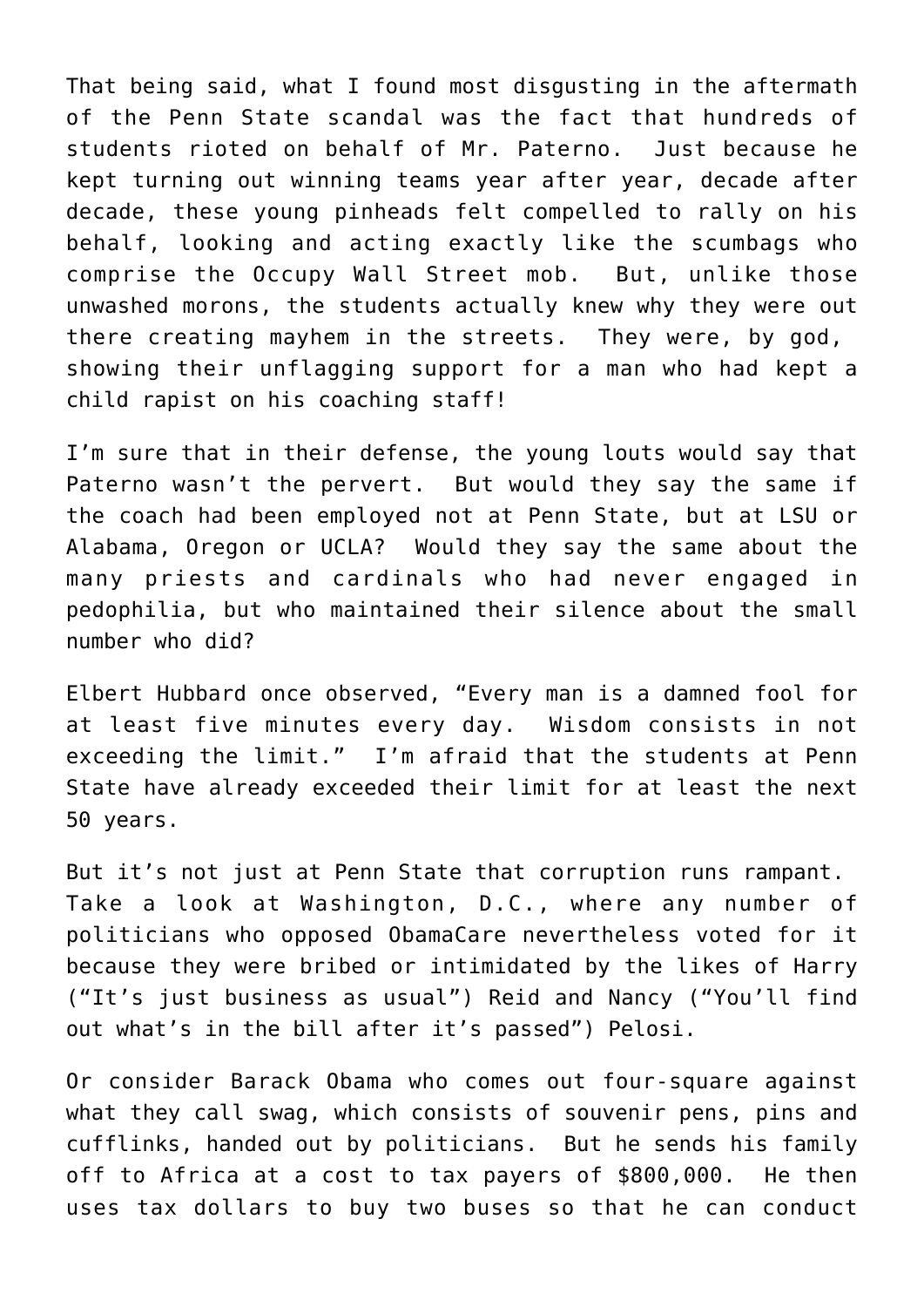That being said, what I found most disgusting in the aftermath of the Penn State scandal was the fact that hundreds of students rioted on behalf of Mr. Paterno. Just because he kept turning out winning teams year after year, decade after decade, these young pinheads felt compelled to rally on his behalf, looking and acting exactly like the scumbags who comprise the Occupy Wall Street mob. But, unlike those unwashed morons, the students actually knew why they were out there creating mayhem in the streets. They were, by god, showing their unflagging support for a man who had kept a child rapist on his coaching staff!

I'm sure that in their defense, the young louts would say that Paterno wasn't the pervert. But would they say the same if the coach had been employed not at Penn State, but at LSU or Alabama, Oregon or UCLA? Would they say the same about the many priests and cardinals who had never engaged in pedophilia, but who maintained their silence about the small number who did?

Elbert Hubbard once observed, "Every man is a damned fool for at least five minutes every day. Wisdom consists in not exceeding the limit." I'm afraid that the students at Penn State have already exceeded their limit for at least the next 50 years.

But it's not just at Penn State that corruption runs rampant. Take a look at Washington, D.C., where any number of politicians who opposed ObamaCare nevertheless voted for it because they were bribed or intimidated by the likes of Harry ("It's just business as usual") Reid and Nancy ("You'll find out what's in the bill after it's passed") Pelosi.

Or consider Barack Obama who comes out four-square against what they call swag, which consists of souvenir pens, pins and cufflinks, handed out by politicians. But he sends his family off to Africa at a cost to tax payers of $800,000. He then uses tax dollars to buy two buses so that he can conduct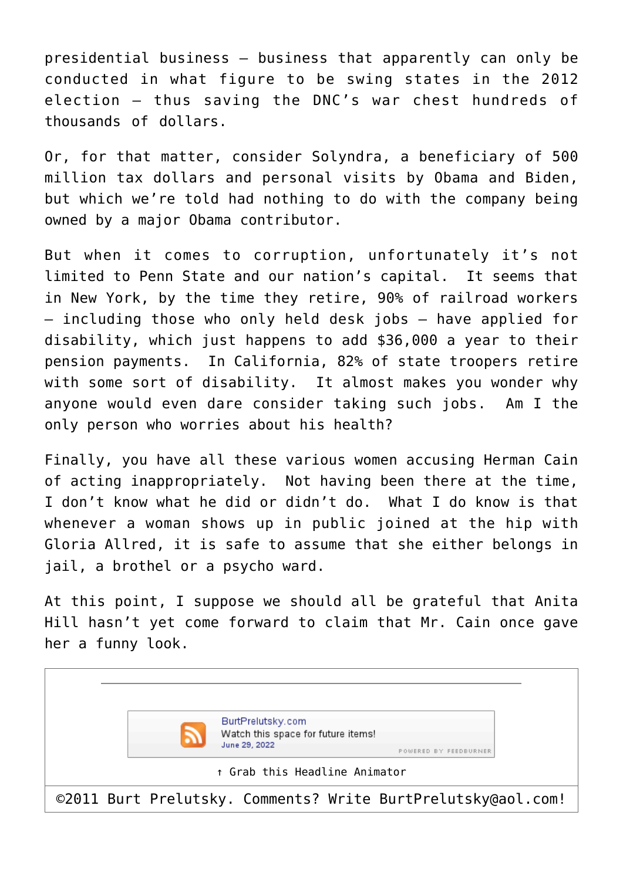presidential business – business that apparently can only be conducted in what figure to be swing states in the 2012 election – thus saving the DNC's war chest hundreds of thousands of dollars.

Or, for that matter, consider Solyndra, a beneficiary of 500 million tax dollars and personal visits by Obama and Biden, but which we're told had nothing to do with the company being owned by a major Obama contributor.

But when it comes to corruption, unfortunately it's not limited to Penn State and our nation's capital. It seems that in New York, by the time they retire, 90% of railroad workers – including those who only held desk jobs – have applied for disability, which just happens to add $36,000 a year to their pension payments. In California, 82% of state troopers retire with some sort of disability. It almost makes you wonder why anyone would even dare consider taking such jobs. Am I the only person who worries about his health?

Finally, you have all these various women accusing Herman Cain of acting inappropriately. Not having been there at the time, I don't know what he did or didn't do. What I do know is that whenever a woman shows up in public joined at the hip with Gloria Allred, it is safe to assume that she either belongs in jail, a brothel or a psycho ward.

At this point, I suppose we should all be grateful that Anita Hill hasn't yet come forward to claim that Mr. Cain once gave her a funny look.

---

BurtPrelutsky.com
Watch this space for future items!
June 29, 2022
POWERED BY FEEDBURNER

↑ Grab this Headline Animator

©2011 Burt Prelutsky. Comments? Write BurtPrelutsky@aol.com!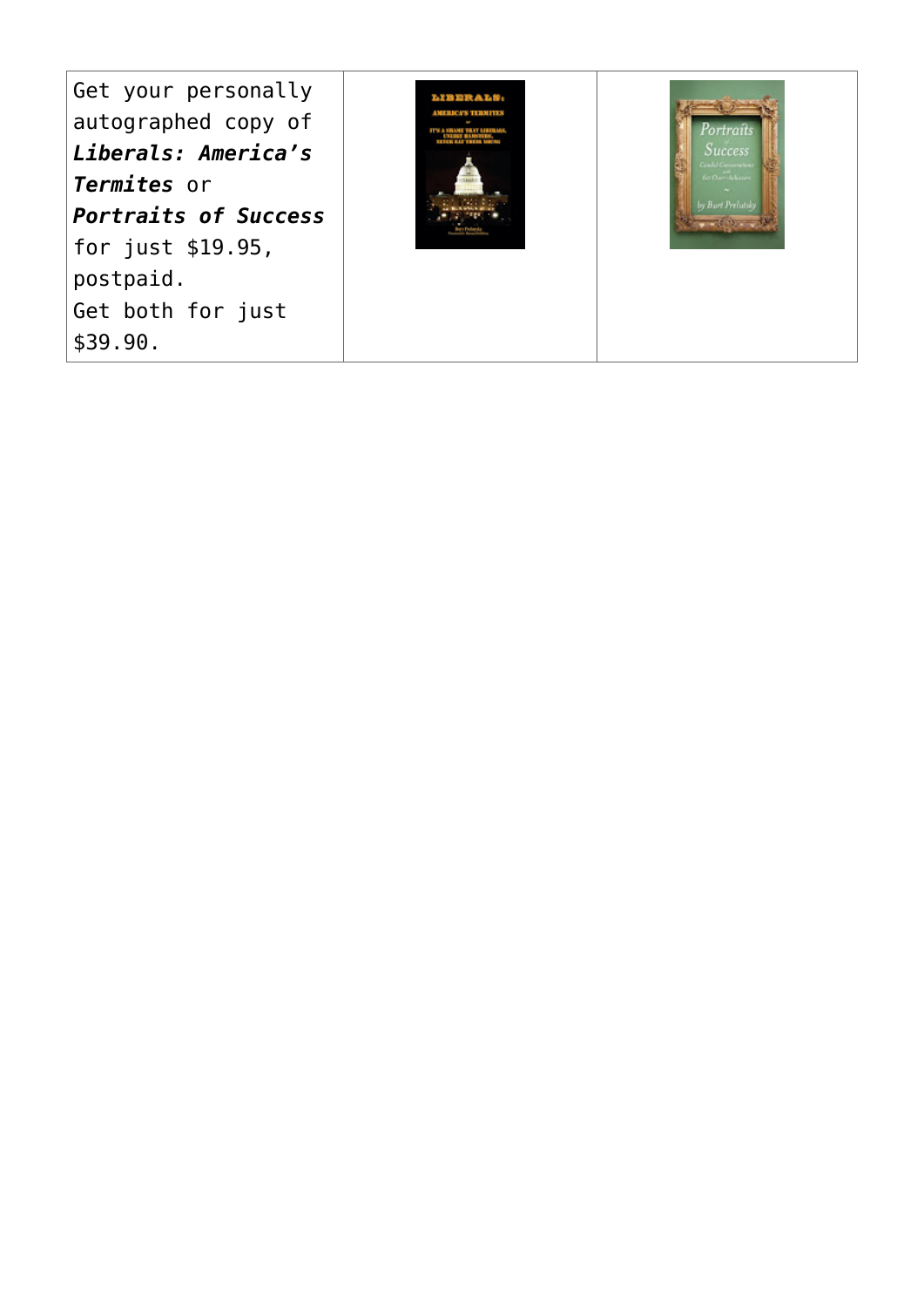| | | |
|---|---|---|
| Get your personally autographed copy of ***Liberals: America's Termites*** or ***Portraits of Success*** for just $19.95, postpaid. Get both for just $39.90. | | |